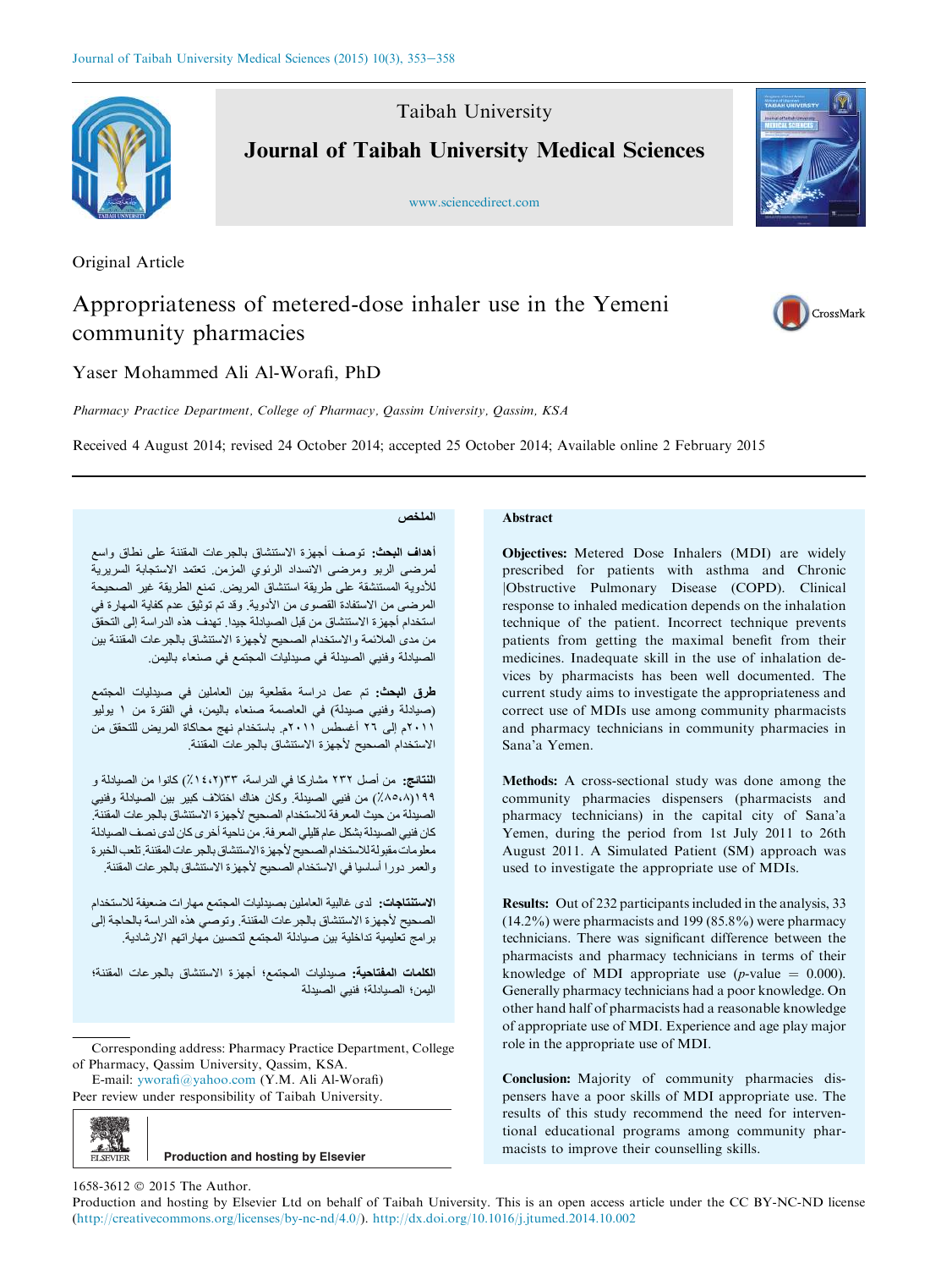Taibah University

**Journal of Taibah University Medical Sciences**

www.sciencedirect.com

Original Article

# Appropriateness of metered-dose inhaler use in the Yemeni community pharmacies

Yaser Mohammed Ali Al-Worafi, PhD

*Pharmacy Practice Department, College of Pharmacy, Qassim University, Qassim, KSA*

Received 4 August 2014; revised 24 October 2014; accepted 25 October 2014; Available online 2 February 2015

## Abstract

**Objectives:** Metered Dose Inhalers (MDI) are widely prescribed for patients with asthma and Chronic |Obstructive Pulmonary Disease (COPD). Clinical response to inhaled medication depends on the inhalation technique of the patient. Incorrect technique prevents patients from getting the maximal benefit from their medicines. Inadequate skill in the use of inhalation devices by pharmacists has been well documented. The current study aims to investigate the appropriateness and correct use of MDIs use among community pharmacists and pharmacy technicians in community pharmacies in Sana'a Yemen.

**Methods:** A cross-sectional study was done among the community pharmacies dispensers (pharmacists and pharmacy technicians) in the capital city of Sana'a Yemen, during the period from 1st July 2011 to 26th August 2011. A Simulated Patient (SM) approach was used to investigate the appropriate use of MDIs.

**Results:** Out of 232 participants included in the analysis, 33 (14.2%) were pharmacists and 199 (85.8%) were pharmacy technicians. There was significant difference between the pharmacists and pharmacy technicians in terms of their knowledge of MDI appropriate use ($p$-value = 0.000). Generally pharmacy technicians had a poor knowledge. On other hand half of pharmacists had a reasonable knowledge of appropriate use of MDI. Experience and age play major role in the appropriate use of MDI.

**Conclusion:** Majority of community pharmacies dispensers have a poor skills of MDI appropriate use. The results of this study recommend the need for interventional educational programs among community pharmacists to improve their counselling skills.

## الملخص

**أهداف البحث:** توصف أجهزة الاستنشاق بالجرعات المقننة على نطاق واسع لمرضى الربو ومرضى الانسداد الرئوي المزمن. تعتمد الاستجابة السريرية للأدوية المستنشقة على طريقة استنشاق المريض. تمنع الطريقة غير الصحيحة المرضى من الاستفادة القصوى من الأدوية. وقد تم توثيق عدم كفاية المهارة في استخدام أجهزة الاستنشاق من قبل الصيادلة جيدا. تهدف هذه الدراسة إلى التحقق من مدى الملائمة والاستخدام الصحيح لأجهزة الاستنشاق بالجرعات المقننة بين الصيادلة وفنيي الصيدلة في صيدليات المجتمع في صنعاء باليمن.

**طرق البحث:** تم عمل دراسة مقطعية بين العاملين في صيدليات المجتمع (صيادلة وفنيي صيدلة) في العاصمة صنعاء باليمن، في الفترة من ١ يوليو ٢٠١١م إلى ٢٦ أغسطس ٢٠١١م. باستخدام نهج محاكاة المريض للتحقق من الاستخدام الصحيح لأجهزة الاستنشاق بالجرعات المقننة.

**النتائج:** من أصل ٢٣٢ مشاركا في الدراسة، ٣٣(١٤،٢٪) كانوا من الصيادلة و ١٩٩(٨٥،٨٪) من فنيي الصيدلة. وكان هناك اختلاف كبير بين الصيادلة وفنيي الصيدلة من حيث المعرفة للاستخدام الصحيح لأجهزة الاستنشاق بالجرعات المقننة. كان فنيي الصيدلة بشكل عام قليلي المعرفة. من ناحية أخرى كان لدى نصف الصيادلة معلومات مقبولة للاستخدام الصحيح لأجهزة الاستنشاق بالجرعات المقننة. تلعب الخبرة والعمر دورا أساسيا في الاستخدام الصحيح لأجهزة الاستنشاق بالجرعات المقننة.

**الاستنتاجات:** لدى غالبية العاملين بصيدليات المجتمع مهارات ضعيفة للاستخدام الصحيح لأجهزة الاستنشاق بالجرعات المقننة. وتوصي هذه الدراسة بالحاجة إلى برامج تعليمية تداخلية بين صيادلة المجتمع لتحسين مهاراتهم الارشادية.

**الكلمات المفتاحية:** صيدليات المجتمع؛ أجهزة الاستنشاق بالجرعات المقننة؛ اليمن؛ الصيادلة؛ فنيي الصيدلة

Corresponding address: Pharmacy Practice Department, College of Pharmacy, Qassim University, Qassim, KSA.

E-mail: yworafi@yahoo.com (Y.M. Ali Al-Worafi)

Peer review under responsibility of Taibah University.

Production and hosting by Elsevier

1658-3612 © 2015 The Author.
Production and hosting by Elsevier Ltd on behalf of Taibah University. This is an open access article under the CC BY-NC-ND license (http://creativecommons.org/licenses/by-nc-nd/4.0/). http://dx.doi.org/10.1016/j.jtumed.2014.10.002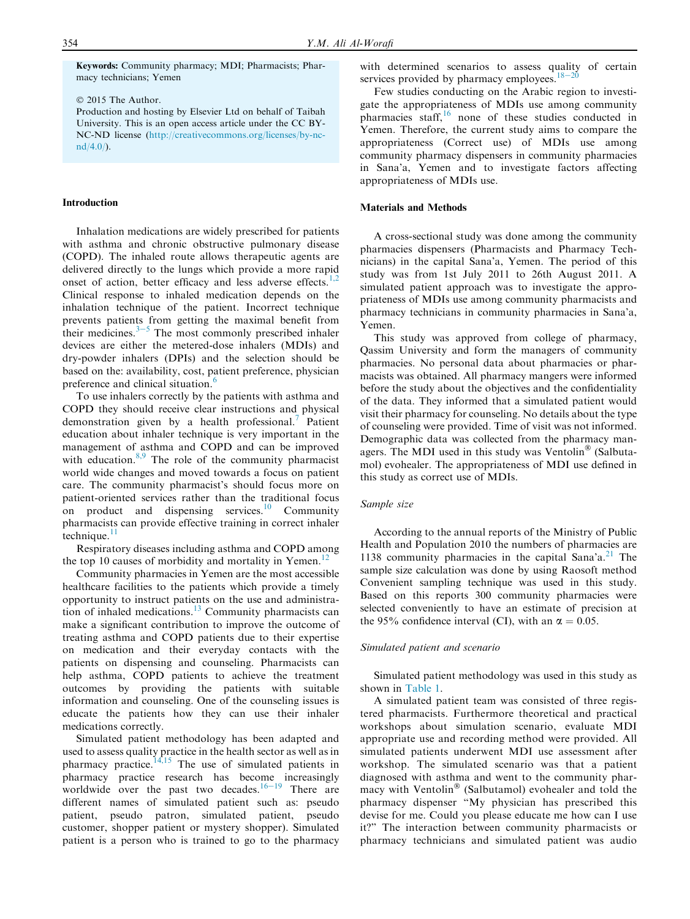**Keywords:** Community pharmacy; MDI; Pharmacists; Pharmacy technicians; Yemen

© 2015 The Author.
Production and hosting by Elsevier Ltd on behalf of Taibah University. This is an open access article under the CC BY-NC-ND license (http://creativecommons.org/licenses/by-nc-nd/4.0/).

## Introduction

Inhalation medications are widely prescribed for patients with asthma and chronic obstructive pulmonary disease (COPD). The inhaled route allows therapeutic agents are delivered directly to the lungs which provide a more rapid onset of action, better efficacy and less adverse effects.[1,2] Clinical response to inhaled medication depends on the inhalation technique of the patient. Incorrect technique prevents patients from getting the maximal benefit from their medicines.[3–5] The most commonly prescribed inhaler devices are either the metered-dose inhalers (MDIs) and dry-powder inhalers (DPIs) and the selection should be based on the: availability, cost, patient preference, physician preference and clinical situation.[6]

To use inhalers correctly by the patients with asthma and COPD they should receive clear instructions and physical demonstration given by a health professional.[7] Patient education about inhaler technique is very important in the management of asthma and COPD and can be improved with education.[8,9] The role of the community pharmacist world wide changes and moved towards a focus on patient care. The community pharmacist's should focus more on patient-oriented services rather than the traditional focus on product and dispensing services.[10] Community pharmacists can provide effective training in correct inhaler technique.[11]

Respiratory diseases including asthma and COPD among the top 10 causes of morbidity and mortality in Yemen.[12]

Community pharmacies in Yemen are the most accessible healthcare facilities to the patients which provide a timely opportunity to instruct patients on the use and administration of inhaled medications.[13] Community pharmacists can make a significant contribution to improve the outcome of treating asthma and COPD patients due to their expertise on medication and their everyday contacts with the patients on dispensing and counseling. Pharmacists can help asthma, COPD patients to achieve the treatment outcomes by providing the patients with suitable information and counseling. One of the counseling issues is educate the patients how they can use their inhaler medications correctly.

Simulated patient methodology has been adapted and used to assess quality practice in the health sector as well as in pharmacy practice.[14,15] The use of simulated patients in pharmacy practice research has become increasingly worldwide over the past two decades.[16–19] There are different names of simulated patient such as: pseudo patient, pseudo patron, simulated patient, pseudo customer, shopper patient or mystery shopper). Simulated patient is a person who is trained to go to the pharmacy with determined scenarios to assess quality of certain services provided by pharmacy employees.[18–20]

Few studies conducting on the Arabic region to investigate the appropriateness of MDIs use among community pharmacies staff,[16] none of these studies conducted in Yemen. Therefore, the current study aims to compare the appropriateness (Correct use) of MDIs use among community pharmacy dispensers in community pharmacies in Sana'a, Yemen and to investigate factors affecting appropriateness of MDIs use.

## Materials and Methods

A cross-sectional study was done among the community pharmacies dispensers (Pharmacists and Pharmacy Technicians) in the capital Sana'a, Yemen. The period of this study was from 1st July 2011 to 26th August 2011. A simulated patient approach was to investigate the appropriateness of MDIs use among community pharmacists and pharmacy technicians in community pharmacies in Sana'a, Yemen.

This study was approved from college of pharmacy, Qassim University and form the managers of community pharmacies. No personal data about pharmacies or pharmacists was obtained. All pharmacy mangers were informed before the study about the objectives and the confidentiality of the data. They informed that a simulated patient would visit their pharmacy for counseling. No details about the type of counseling were provided. Time of visit was not informed. Demographic data was collected from the pharmacy managers. The MDI used in this study was Ventolin® (Salbutamol) evohealer. The appropriateness of MDI use defined in this study as correct use of MDIs.

### Sample size

According to the annual reports of the Ministry of Public Health and Population 2010 the numbers of pharmacies are 1138 community pharmacies in the capital Sana'a.[21] The sample size calculation was done by using Raosoft method Convenient sampling technique was used in this study. Based on this reports 300 community pharmacies were selected conveniently to have an estimate of precision at the 95% confidence interval (CI), with an $\alpha = 0.05$.

### Simulated patient and scenario

Simulated patient methodology was used in this study as shown in Table 1.

A simulated patient team was consisted of three registered pharmacists. Furthermore theoretical and practical workshops about simulation scenario, evaluate MDI appropriate use and recording method were provided. All simulated patients underwent MDI use assessment after workshop. The simulated scenario was that a patient diagnosed with asthma and went to the community pharmacy with Ventolin® (Salbutamol) evohealer and told the pharmacy dispenser "My physician has prescribed this devise for me. Could you please educate me how can I use it?" The interaction between community pharmacists or pharmacy technicians and simulated patient was audio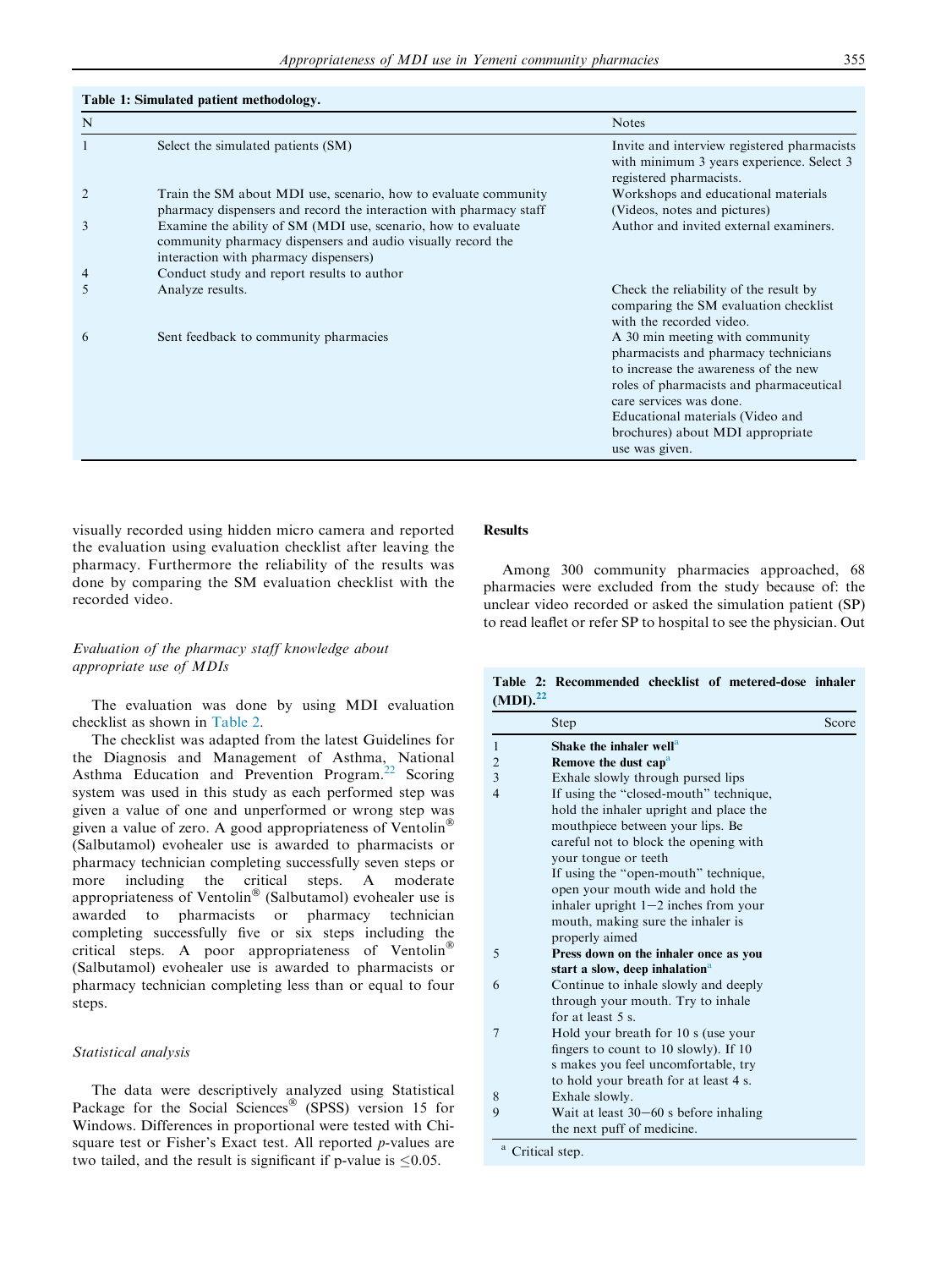**Table 1: Simulated patient methodology.**

| N | | Notes |
|---|---|---|
| 1 | Select the simulated patients (SM) | Invite and interview registered pharmacists with minimum 3 years experience. Select 3 registered pharmacists. |
| 2 | Train the SM about MDI use, scenario, how to evaluate community pharmacy dispensers and record the interaction with pharmacy staff | Workshops and educational materials (Videos, notes and pictures) |
| 3 | Examine the ability of SM (MDI use, scenario, how to evaluate community pharmacy dispensers and audio visually record the interaction with pharmacy dispensers) | Author and invited external examiners. |
| 4 | Conduct study and report results to author | |
| 5 | Analyze results. | Check the reliability of the result by comparing the SM evaluation checklist with the recorded video. |
| 6 | Sent feedback to community pharmacies | A 30 min meeting with community pharmacists and pharmacy technicians to increase the awareness of the new roles of pharmacists and pharmaceutical care services was done. Educational materials (Video and brochures) about MDI appropriate use was given. |

visually recorded using hidden micro camera and reported the evaluation using evaluation checklist after leaving the pharmacy. Furthermore the reliability of the results was done by comparing the SM evaluation checklist with the recorded video.

### *Evaluation of the pharmacy staff knowledge about appropriate use of MDIs*

The evaluation was done by using MDI evaluation checklist as shown in Table 2.

The checklist was adapted from the latest Guidelines for the Diagnosis and Management of Asthma, National Asthma Education and Prevention Program.[22] Scoring system was used in this study as each performed step was given a value of one and unperformed or wrong step was given a value of zero. A good appropriateness of Ventolin® (Salbutamol) evohealer use is awarded to pharmacists or pharmacy technician completing successfully seven steps or more including the critical steps. A moderate appropriateness of Ventolin® (Salbutamol) evohealer use is awarded to pharmacists or pharmacy technician completing successfully five or six steps including the critical steps. A poor appropriateness of Ventolin® (Salbutamol) evohealer use is awarded to pharmacists or pharmacy technician completing less than or equal to four steps.

### *Statistical analysis*

The data were descriptively analyzed using Statistical Package for the Social Sciences® (SPSS) version 15 for Windows. Differences in proportional were tested with Chi-square test or Fisher's Exact test. All reported *p*-values are two tailed, and the result is significant if p-value is $\leq 0.05$.

## Results

Among 300 community pharmacies approached, 68 pharmacies were excluded from the study because of: the unclear video recorded or asked the simulation patient (SP) to read leaflet or refer SP to hospital to see the physician. Out

**Table 2: Recommended checklist of metered-dose inhaler (MDI).[22]**

| | Step | Score |
|---|---|---|
| 1 | **Shake the inhaler well**[a] | |
| 2 | **Remove the dust cap**[a] | |
| 3 | Exhale slowly through pursed lips | |
| 4 | If using the "closed-mouth" technique, hold the inhaler upright and place the mouthpiece between your lips. Be careful not to block the opening with your tongue or teeth<br>If using the "open-mouth" technique, open your mouth wide and hold the inhaler upright 1–2 inches from your mouth, making sure the inhaler is properly aimed | |
| 5 | **Press down on the inhaler once as you start a slow, deep inhalation**[a] | |
| 6 | Continue to inhale slowly and deeply through your mouth. Try to inhale for at least 5 s. | |
| 7 | Hold your breath for 10 s (use your fingers to count to 10 slowly). If 10 s makes you feel uncomfortable, try to hold your breath for at least 4 s. | |
| 8 | Exhale slowly. | |
| 9 | Wait at least 30–60 s before inhaling the next puff of medicine. | |

[a] Critical step.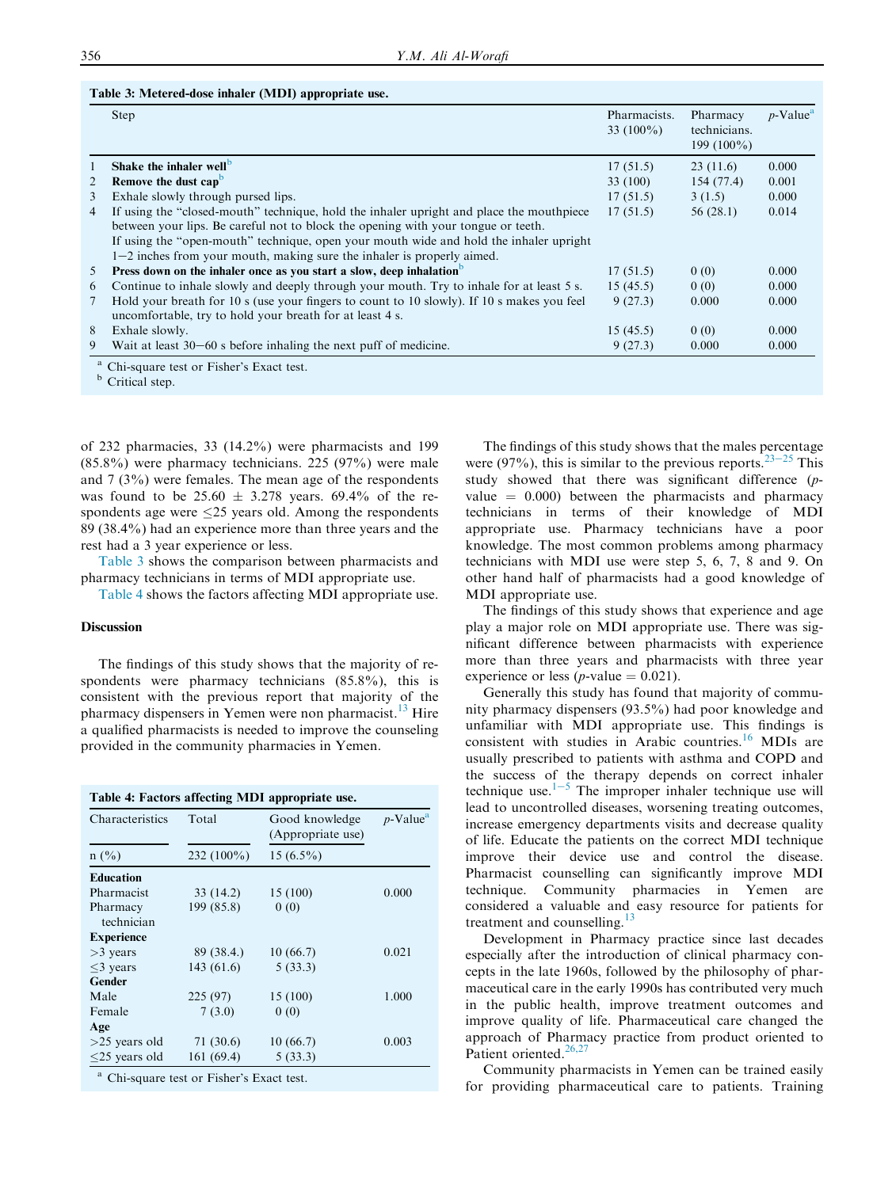**Table 3: Metered-dose inhaler (MDI) appropriate use.**

| | Step | Pharmacists. 33 (100%) | Pharmacy technicians. 199 (100%) | p-Value[a] |
|---|---|---|---|---|
| 1 | **Shake the inhaler well**[b] | 17 (51.5) | 23 (11.6) | 0.000 |
| 2 | **Remove the dust cap**[b] | 33 (100) | 154 (77.4) | 0.001 |
| 3 | Exhale slowly through pursed lips. | 17 (51.5) | 3 (1.5) | 0.000 |
| 4 | If using the "closed-mouth" technique, hold the inhaler upright and place the mouthpiece between your lips. Be careful not to block the opening with your tongue or teeth. If using the "open-mouth" technique, open your mouth wide and hold the inhaler upright 1–2 inches from your mouth, making sure the inhaler is properly aimed. | 17 (51.5) | 56 (28.1) | 0.014 |
| 5 | **Press down on the inhaler once as you start a slow, deep inhalation**[b] | 17 (51.5) | 0 (0) | 0.000 |
| 6 | Continue to inhale slowly and deeply through your mouth. Try to inhale for at least 5 s. | 15 (45.5) | 0 (0) | 0.000 |
| 7 | Hold your breath for 10 s (use your fingers to count to 10 slowly). If 10 s makes you feel uncomfortable, try to hold your breath for at least 4 s. | 9 (27.3) | 0.000 | 0.000 |
| 8 | Exhale slowly. | 15 (45.5) | 0 (0) | 0.000 |
| 9 | Wait at least 30–60 s before inhaling the next puff of medicine. | 9 (27.3) | 0.000 | 0.000 |

[a] Chi-square test or Fisher's Exact test.
[b] Critical step.

of 232 pharmacies, 33 (14.2%) were pharmacists and 199 (85.8%) were pharmacy technicians. 225 (97%) were male and 7 (3%) were females. The mean age of the respondents was found to be 25.60 ± 3.278 years. 69.4% of the respondents age were ≤25 years old. Among the respondents 89 (38.4%) had an experience more than three years and the rest had a 3 year experience or less.

Table 3 shows the comparison between pharmacists and pharmacy technicians in terms of MDI appropriate use.

Table 4 shows the factors affecting MDI appropriate use.

## Discussion

The findings of this study shows that the majority of respondents were pharmacy technicians (85.8%), this is consistent with the previous report that majority of the pharmacy dispensers in Yemen were non pharmacist.[13] Hire a qualified pharmacists is needed to improve the counseling provided in the community pharmacies in Yemen.

**Table 4: Factors affecting MDI appropriate use.**

| Characteristics | Total | Good knowledge (Appropriate use) | p-Value[a] |
|---|---|---|---|
| n (%) | 232 (100%) | 15 (6.5%) | |
| **Education** | | | |
| Pharmacist | 33 (14.2) | 15 (100) | 0.000 |
| Pharmacy technician | 199 (85.8) | 0 (0) | |
| **Experience** | | | |
| >3 years | 89 (38.4.) | 10 (66.7) | 0.021 |
| ≤3 years | 143 (61.6) | 5 (33.3) | |
| **Gender** | | | |
| Male | 225 (97) | 15 (100) | 1.000 |
| Female | 7 (3.0) | 0 (0) | |
| **Age** | | | |
| >25 years old | 71 (30.6) | 10 (66.7) | 0.003 |
| ≤25 years old | 161 (69.4) | 5 (33.3) | |

[a] Chi-square test or Fisher's Exact test.

The findings of this study shows that the males percentage were (97%), this is similar to the previous reports.[23–25] This study showed that there was significant difference (p-value = 0.000) between the pharmacists and pharmacy technicians in terms of their knowledge of MDI appropriate use. Pharmacy technicians have a poor knowledge. The most common problems among pharmacy technicians with MDI use were step 5, 6, 7, 8 and 9. On other hand half of pharmacists had a good knowledge of MDI appropriate use.

The findings of this study shows that experience and age play a major role on MDI appropriate use. There was significant difference between pharmacists with experience more than three years and pharmacists with three year experience or less (p-value = 0.021).

Generally this study has found that majority of community pharmacy dispensers (93.5%) had poor knowledge and unfamiliar with MDI appropriate use. This findings is consistent with studies in Arabic countries.[16] MDIs are usually prescribed to patients with asthma and COPD and the success of the therapy depends on correct inhaler technique use.[1–5] The improper inhaler technique use will lead to uncontrolled diseases, worsening treating outcomes, increase emergency departments visits and decrease quality of life. Educate the patients on the correct MDI technique improve their device use and control the disease. Pharmacist counselling can significantly improve MDI technique. Community pharmacies in Yemen are considered a valuable and easy resource for patients for treatment and counselling.[13]

Development in Pharmacy practice since last decades especially after the introduction of clinical pharmacy concepts in the late 1960s, followed by the philosophy of pharmaceutical care in the early 1990s has contributed very much in the public health, improve treatment outcomes and improve quality of life. Pharmaceutical care changed the approach of Pharmacy practice from product oriented to Patient oriented.[26,27]

Community pharmacists in Yemen can be trained easily for providing pharmaceutical care to patients. Training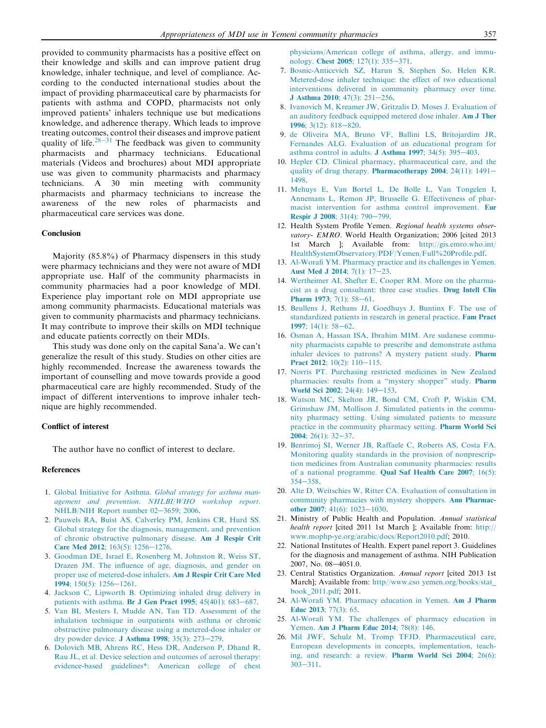provided to community pharmacists has a positive effect on their knowledge and skills and can improve patient drug knowledge, inhaler technique, and level of compliance. According to the conducted international studies about the impact of providing pharmaceutical care by pharmacists for patients with asthma and COPD, pharmacists not only improved patients' inhalers technique use but medications knowledge, and adherence therapy. Which leads to improve treating outcomes, control their diseases and improve patient quality of life.[28–31] The feedback was given to community pharmacists and pharmacy technicians. Educational materials (Videos and brochures) about MDI appropriate use was given to community pharmacists and pharmacy technicians. A 30 min meeting with community pharmacists and pharmacy technicians to increase the awareness of the new roles of pharmacists and pharmaceutical care services was done.

## Conclusion

Majority (85.8%) of Pharmacy dispensers in this study were pharmacy technicians and they were not aware of MDI appropriate use. Half of the community pharmacists in community pharmacies had a poor knowledge of MDI. Experience play important role on MDI appropriate use among community pharmacists. Educational materials was given to community pharmacists and pharmacy technicians. It may contribute to improve their skills on MDI technique and educate patients correctly on their MDIs.

This study was done only on the capital Sana'a. We can't generalize the result of this study. Studies on other cities are highly recommended. Increase the awareness towards the important of counselling and move towards provide a good pharmaceutical care are highly recommended. Study of the impact of different interventions to improve inhaler technique are highly recommended.

## Conflict of interest

The author have no conflict of interest to declare.

## References

1. Global Initiative for Asthma. *Global strategy for asthma management and prevention. NHLBI/WHO workshop report*. NHLB/NIH Report number 02–3659; 2006.
2. Pauwels RA, Buist AS, Calverley PM, Jenkins CR, Hurd SS. Global strategy for the diagnosis, management, and prevention of chronic obstructive pulmonary disease. **Am J Respir Crit Care Med 2012**; 163(5): 1256–1276.
3. Goodman DE, Israel E, Rosenberg M, Johnston R, Weiss ST, Drazen JM. The influence of age, diagnosis, and gender on proper use of metered-dose inhalers. **Am J Respir Crit Care Med 1994**; 150(5): 1256–1261.
4. Jackson C, Lipworth B. Optimizing inhaled drug delivery in patients with asthma. **Br J Gen Pract 1995**; 45(401): 683–687.
5. Van Bl, Mesters I, Mudde AN, Tan TD. Assessment of the inhalation technique in outpatients with asthma or chronic obstructive pulmonary disease using a metered-dose inhaler or dry powder device. **J Asthma 1998**; 35(3): 273–279.
6. Dolovich MB, Ahrens RC, Hess DR, Anderson P, Dhand R, Rau JL, et al. Device selection and outcomes of aerosol therapy: evidence-based guidelines*: American college of chest physicians/American college of asthma, allergy, and immunology. **Chest 2005**; 127(1): 335–371.
7. Bosnic-Anticevich SZ, Harun S, Stephen So, Helen KR. Metered-dose inhaler technique: the effect of two educational interventions delivered in community pharmacy over time. **J Asthma 2010**; 47(3): 251–256.
8. Ivanovich M, Kreamer JW, Gritzalis D, Moses J. Evaluation of an auditory feedback equipped metered dose inhaler. **Am J Ther 1996**; 3(12): 818–820.
9. de Oliveira MA, Bruno VF, Ballini LS, Britojardim JR, Fernandes ALG. Evaluation of an educational program for asthma control in adults. **J Asthma 1997**; 34(5): 395–403.
10. Hepler CD. Clinical pharmacy, pharmaceutical care, and the quality of drug therapy. **Pharmacotherapy 2004**; 24(11): 1491–1498.
11. Mehuys E, Van Bortel L, De Bolle L, Van Tongelen I, Annemans L, Remon JP, Brusselle G. Effectiveness of pharmacist intervention for asthma control improvement. **Eur Respir J 2008**; 31(4): 790–799.
12. Health System Profile Yemen. *Regional health systems observatory- EMRO*. World Health Organization; 2006 [cited 2013 1st March ]; Available from: http://gis.emro.who.int/HealthSystemObservatory/PDF/Yemen/Full%20Profile.pdf.
13. Al-Worafi YM. Pharmacy practice and its challenges in Yemen. **Aust Med J 2014**; 7(1): 17–23.
14. Wertheimer AI, Shefter E, Cooper RM. More on the pharmacist as a drug consultant: three case studies. **Drug Intell Clin Pharm 1973**; 7(1): 58–61.
15. Beullens J, Rethans JJ, Goedhuys J, Buntinx F. The use of standardized patients in research in general practice. **Fam Pract 1997**; 14(1): 58–62.
16. Osman A, Hassan ISA, Ibrahim MIM. Are sudanese community pharmacists capable to prescribe and demonstrate asthma inhaler devices to patrons? A mystery patient study. **Pharm Pract 2012**; 10(2): 110–115.
17. Norris PT. Purchasing restricted medicines in New Zealand pharmacies: results from a "mystery shopper" study. **Pharm World Sci 2002**; 24(4): 149–153.
18. Watson MC, Skelton JR, Bond CM, Croft P, Wiskin CM, Grimshaw JM, Mollison J. Simulated patients in the community pharmacy setting. Using simulated patients to measure practice in the community pharmacy setting. **Pharm World Sci 2004**; 26(1): 32–37.
19. Benrimoj SI, Werner JB, Raffaele C, Roberts AS, Costa FA. Monitoring quality standards in the provision of nonprescription medicines from Australian community pharmacies: results of a national programme. **Qual Saf Health Care 2007**; 16(5): 354–358.
20. Alte D, Weitschies W, Ritter CA. Evaluation of consultation in community pharmacies with mystery shoppers. **Ann Pharmacother 2007**; 41(6): 1023–1030.
21. Ministry of Public Health and Population. *Annual statistical health report* [cited 2011 1st March ]; Available from: http://www.mophp-ye.org/arabic/docs/Report2010.pdf; 2010.
22. National Institutes of Health. Expert panel report 3. Guidelines for the diagnosis and management of asthma. NIH Publication 2007, No. 08–4051.0.
23. Central Statistics Organization. *Annual report* [cited 2013 1st March]; Available from: http//www.cso yemen.org/books/stat_book_2011.pdf; 2011.
24. Al-Worafi YM. Pharmacy education in Yemen. **Am J Pharm Educ 2013**; 77(3): 65.
25. Al-Worafi YM. The challenges of pharmacy education in Yemen. **Am J Pharm Educ 2014**; 78(8): 146.
26. Mil JWF, Schulz M, Tromp TFJD. Pharmaceutical care, European developments in concepts, implementation, teaching, and research: a review. **Pharm World Sci 2004**; 26(6): 303–311.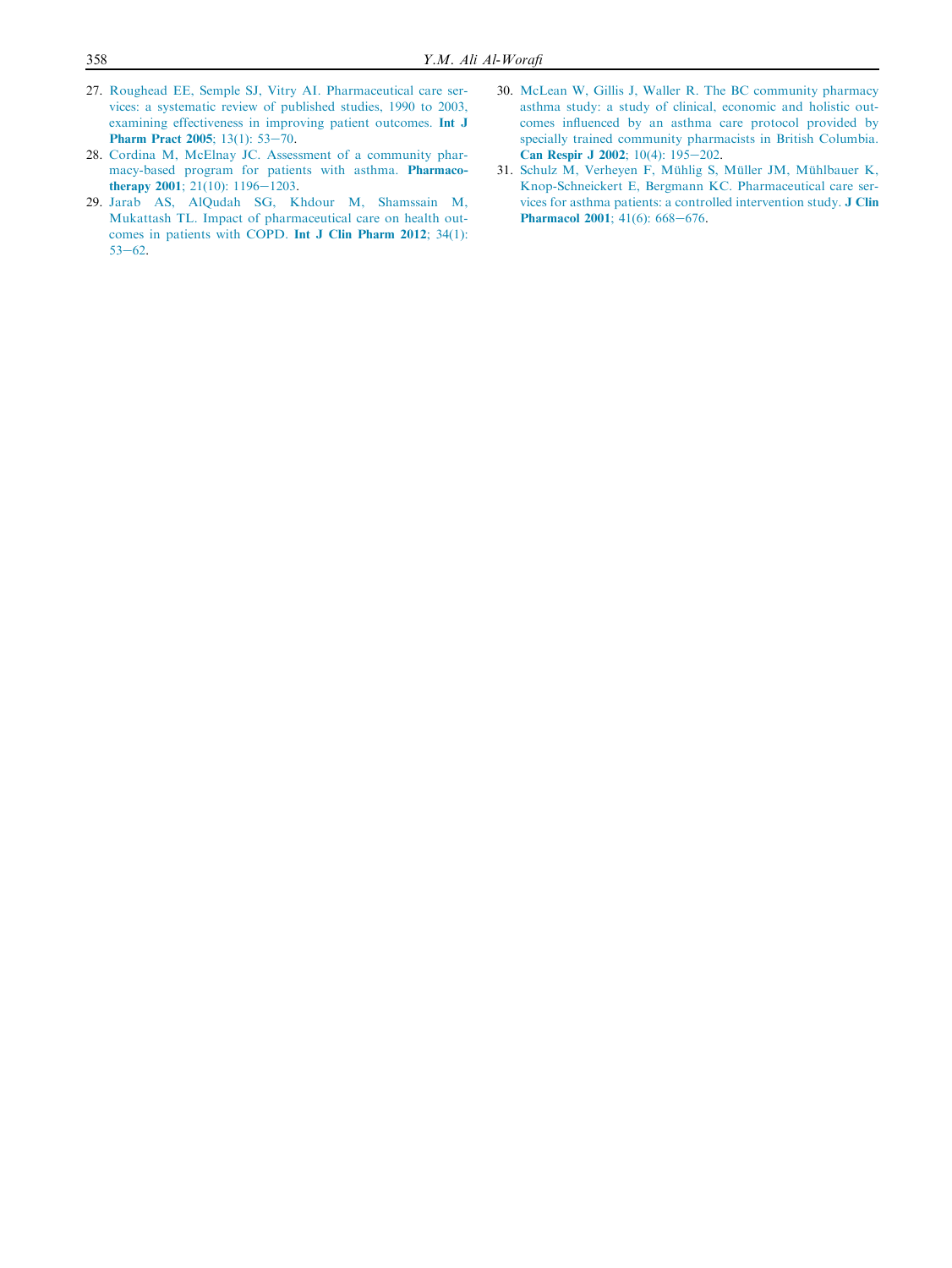27. Roughead EE, Semple SJ, Vitry AI. Pharmaceutical care services: a systematic review of published studies, 1990 to 2003, examining effectiveness in improving patient outcomes. **Int J Pharm Pract 2005**; 13(1): 53–70.
28. Cordina M, McElnay JC. Assessment of a community pharmacy-based program for patients with asthma. **Pharmacotherapy 2001**; 21(10): 1196–1203.
29. Jarab AS, AlQudah SG, Khdour M, Shamssain M, Mukattash TL. Impact of pharmaceutical care on health outcomes in patients with COPD. **Int J Clin Pharm 2012**; 34(1): 53–62.
30. McLean W, Gillis J, Waller R. The BC community pharmacy asthma study: a study of clinical, economic and holistic outcomes influenced by an asthma care protocol provided by specially trained community pharmacists in British Columbia. **Can Respir J 2002**; 10(4): 195–202.
31. Schulz M, Verheyen F, Mühlig S, Müller JM, Mühlbauer K, Knop-Schneickert E, Bergmann KC. Pharmaceutical care services for asthma patients: a controlled intervention study. **J Clin Pharmacol 2001**; 41(6): 668–676.